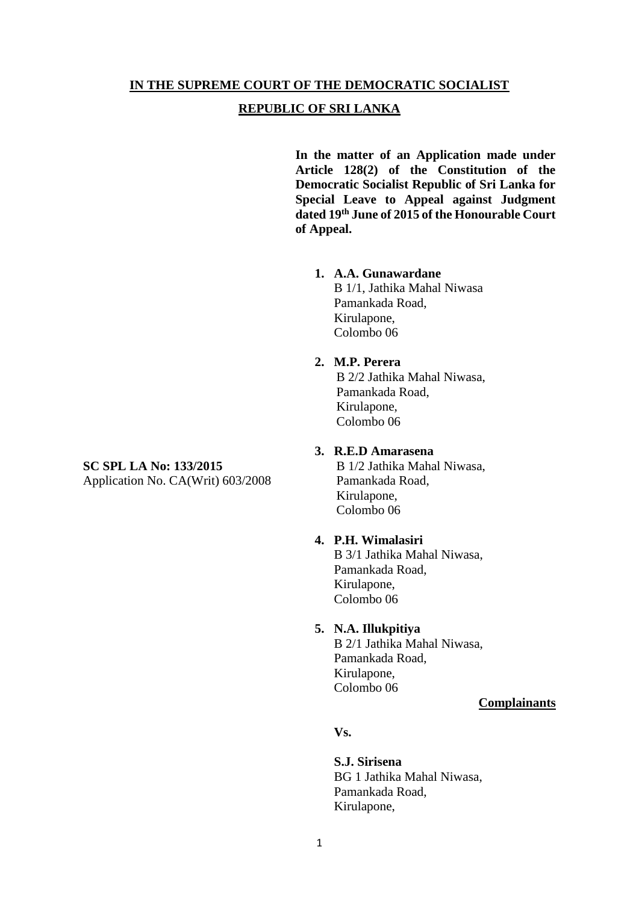**IN THE SUPREME COURT OF THE DEMOCRATIC SOCIALIST REPUBLIC OF SRI LANKA**

**In the matter of an Application made under Article 128(2) of the Constitution of the Democratic Socialist Republic of Sri Lanka for Special Leave to Appeal against Judgment dated 19th June of 2015 of the Honourable Court of Appeal.**

**SC SPL LA No: 133/2015**
Application No. CA(Writ) 603/2008

1. **A.A. Gunawardane**
   B 1/1, Jathika Mahal Niwasa
   Pamankada Road,
   Kirulapone,
   Colombo 06

2. **M.P. Perera**
   B 2/2 Jathika Mahal Niwasa,
   Pamankada Road,
   Kirulapone,
   Colombo 06

3. **R.E.D Amarasena**
   B 1/2 Jathika Mahal Niwasa,
   Pamankada Road,
   Kirulapone,
   Colombo 06

4. **P.H. Wimalasiri**
   B 3/1 Jathika Mahal Niwasa,
   Pamankada Road,
   Kirulapone,
   Colombo 06

5. **N.A. Illukpitiya**
   B 2/1 Jathika Mahal Niwasa,
   Pamankada Road,
   Kirulapone,
   Colombo 06

**Complainants**

**Vs.**

**S.J. Sirisena**
BG 1 Jathika Mahal Niwasa,
Pamankada Road,
Kirulapone,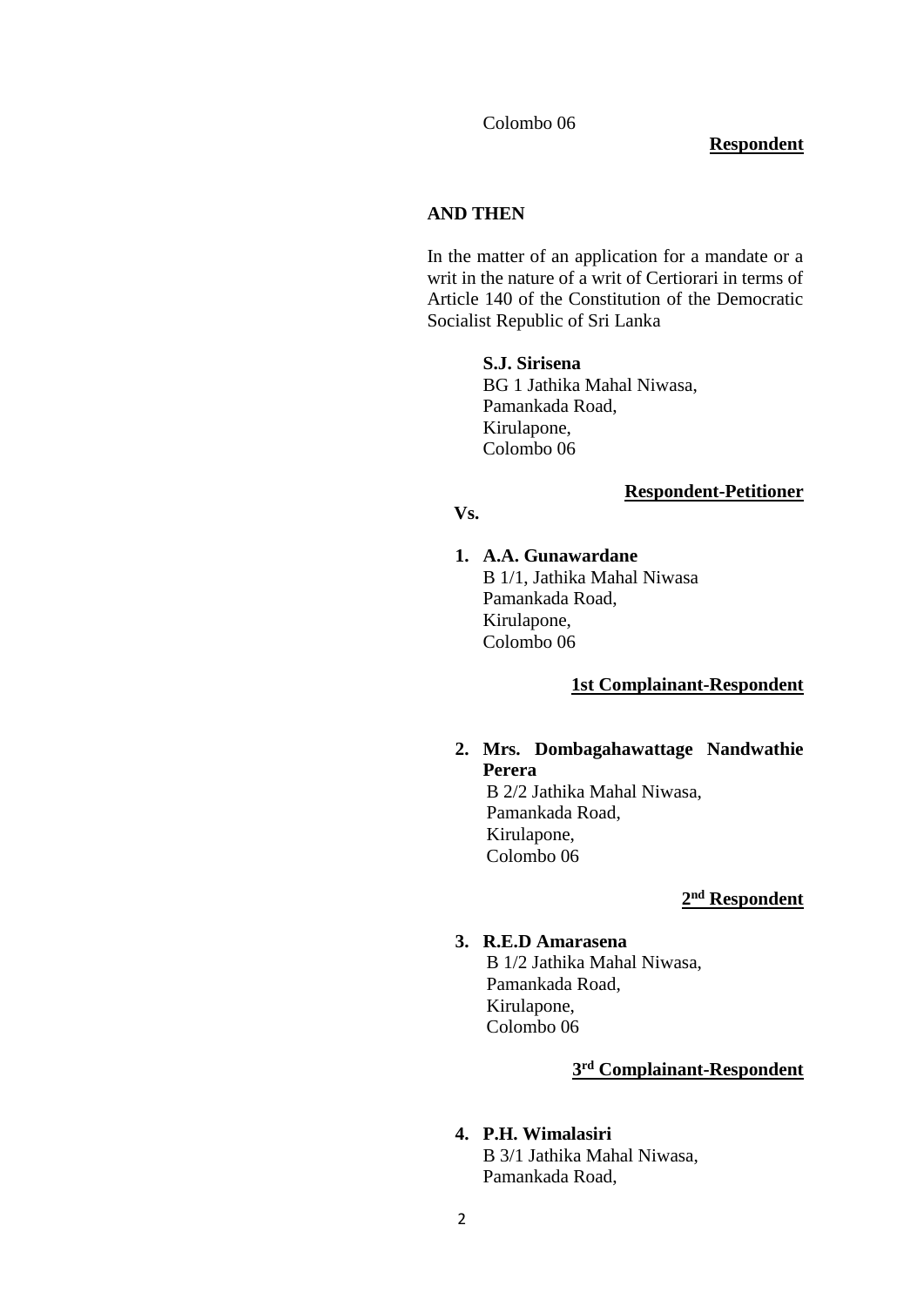Colombo 06

**Respondent**

**AND THEN**

In the matter of an application for a mandate or a writ in the nature of a writ of Certiorari in terms of Article 140 of the Constitution of the Democratic Socialist Republic of Sri Lanka

**S.J. Sirisena**
BG 1 Jathika Mahal Niwasa,
Pamankada Road,
Kirulapone,
Colombo 06

**Respondent-Petitioner**

**Vs.**

1. **A.A. Gunawardane**
   B 1/1, Jathika Mahal Niwasa
   Pamankada Road,
   Kirulapone,
   Colombo 06

   **1st Complainant-Respondent**

2. **Mrs. Dombagahawattage Nandwathie Perera**
   B 2/2 Jathika Mahal Niwasa,
   Pamankada Road,
   Kirulapone,
   Colombo 06

   **2nd Respondent**

3. **R.E.D Amarasena**
   B 1/2 Jathika Mahal Niwasa,
   Pamankada Road,
   Kirulapone,
   Colombo 06

   **3rd Complainant-Respondent**

4. **P.H. Wimalasiri**
   B 3/1 Jathika Mahal Niwasa,
   Pamankada Road,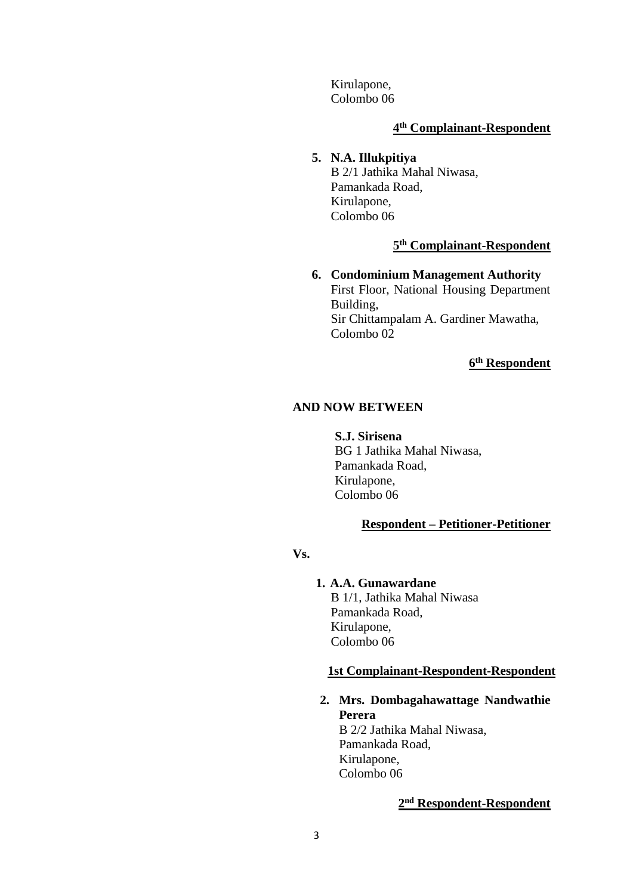Kirulapone,
Colombo 06

**4th Complainant-Respondent**

5. **N.A. Illukpitiya**
   B 2/1 Jathika Mahal Niwasa,
   Pamankada Road,
   Kirulapone,
   Colombo 06

**5th Complainant-Respondent**

6. **Condominium Management Authority**
   First Floor, National Housing Department Building,
   Sir Chittampalam A. Gardiner Mawatha,
   Colombo 02

**6th Respondent**

**AND NOW BETWEEN**

**S.J. Sirisena**
BG 1 Jathika Mahal Niwasa,
Pamankada Road,
Kirulapone,
Colombo 06

**Respondent – Petitioner-Petitioner**

**Vs.**

1. **A.A. Gunawardane**
   B 1/1, Jathika Mahal Niwasa
   Pamankada Road,
   Kirulapone,
   Colombo 06

**1st Complainant-Respondent-Respondent**

2. **Mrs. Dombagahawattage Nandwathie Perera**
   B 2/2 Jathika Mahal Niwasa,
   Pamankada Road,
   Kirulapone,
   Colombo 06

**2nd Respondent-Respondent**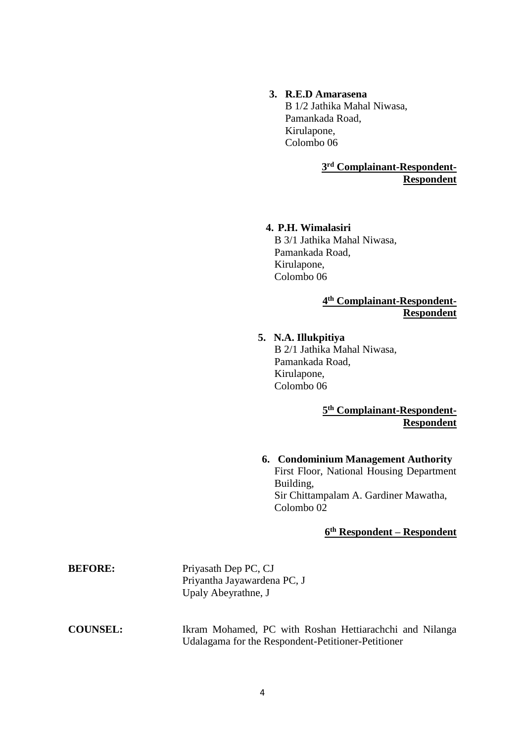3. **R.E.D Amarasena**
   B 1/2 Jathika Mahal Niwasa,
   Pamankada Road,
   Kirulapone,
   Colombo 06

**3rd Complainant-Respondent-Respondent**

4. **P.H. Wimalasiri**
   B 3/1 Jathika Mahal Niwasa,
   Pamankada Road,
   Kirulapone,
   Colombo 06

**4th Complainant-Respondent-Respondent**

5. **N.A. Illukpitiya**
   B 2/1 Jathika Mahal Niwasa,
   Pamankada Road,
   Kirulapone,
   Colombo 06

**5th Complainant-Respondent-Respondent**

6. **Condominium Management Authority**
   First Floor, National Housing Department Building,
   Sir Chittampalam A. Gardiner Mawatha,
   Colombo 02

**6th Respondent – Respondent**

**BEFORE:** Priyasath Dep PC, CJ
Priyantha Jayawardena PC, J
Upaly Abeyrathne, J

**COUNSEL:** Ikram Mohamed, PC with Roshan Hettiarachchi and Nilanga Udalagama for the Respondent-Petitioner-Petitioner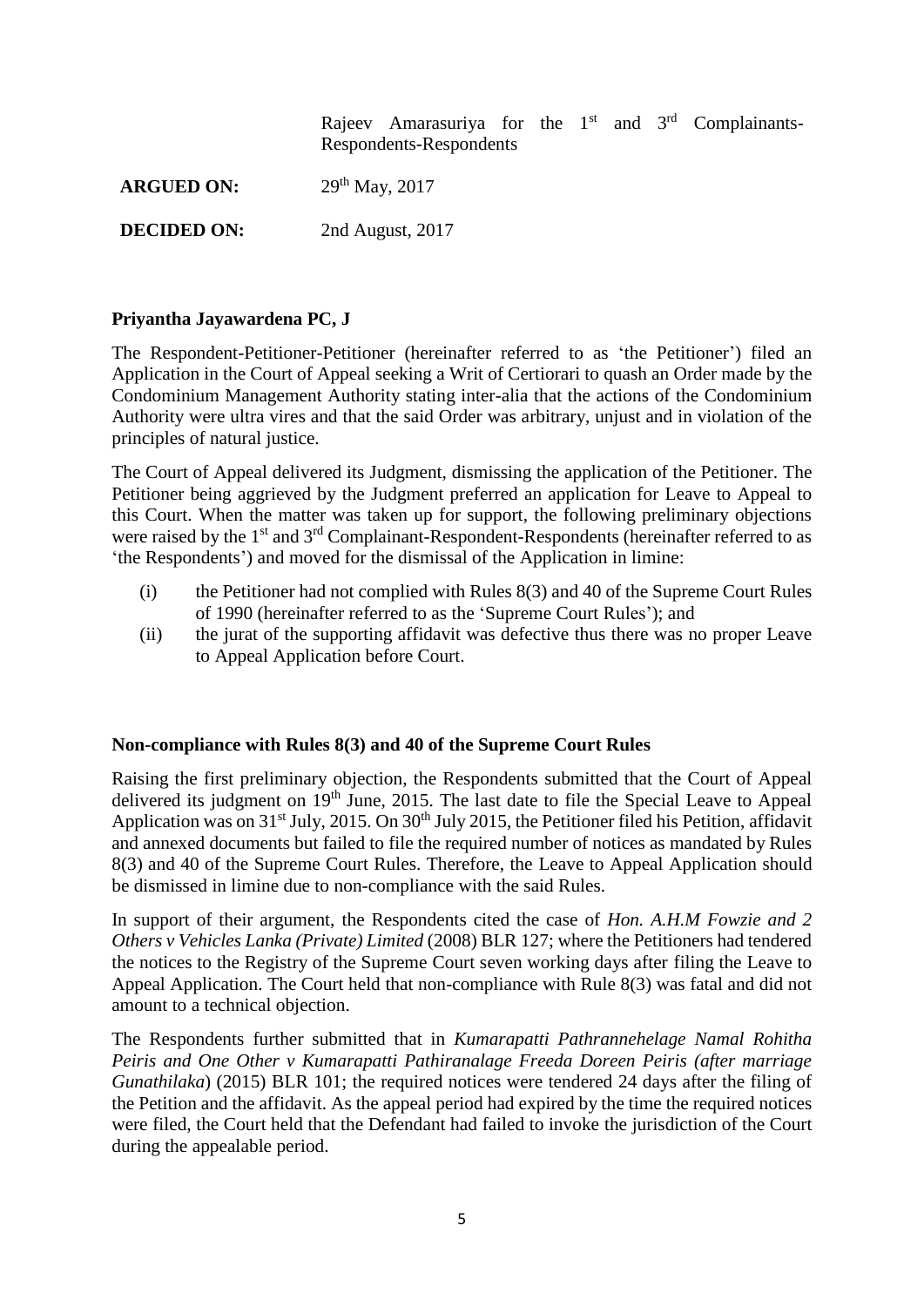Rajeev Amarasuriya for the 1st and 3rd Complainants-Respondents-Respondents

**ARGUED ON:** 29th May, 2017

**DECIDED ON:** 2nd August, 2017

**Priyantha Jayawardena PC, J**

The Respondent-Petitioner-Petitioner (hereinafter referred to as 'the Petitioner') filed an Application in the Court of Appeal seeking a Writ of Certiorari to quash an Order made by the Condominium Management Authority stating inter-alia that the actions of the Condominium Authority were ultra vires and that the said Order was arbitrary, unjust and in violation of the principles of natural justice.

The Court of Appeal delivered its Judgment, dismissing the application of the Petitioner. The Petitioner being aggrieved by the Judgment preferred an application for Leave to Appeal to this Court. When the matter was taken up for support, the following preliminary objections were raised by the 1st and 3rd Complainant-Respondent-Respondents (hereinafter referred to as 'the Respondents') and moved for the dismissal of the Application in limine:

(i) the Petitioner had not complied with Rules 8(3) and 40 of the Supreme Court Rules of 1990 (hereinafter referred to as the 'Supreme Court Rules'); and

(ii) the jurat of the supporting affidavit was defective thus there was no proper Leave to Appeal Application before Court.

**Non-compliance with Rules 8(3) and 40 of the Supreme Court Rules**

Raising the first preliminary objection, the Respondents submitted that the Court of Appeal delivered its judgment on 19th June, 2015. The last date to file the Special Leave to Appeal Application was on 31st July, 2015. On 30th July 2015, the Petitioner filed his Petition, affidavit and annexed documents but failed to file the required number of notices as mandated by Rules 8(3) and 40 of the Supreme Court Rules. Therefore, the Leave to Appeal Application should be dismissed in limine due to non-compliance with the said Rules.

In support of their argument, the Respondents cited the case of *Hon. A.H.M Fowzie and 2 Others v Vehicles Lanka (Private) Limited* (2008) BLR 127; where the Petitioners had tendered the notices to the Registry of the Supreme Court seven working days after filing the Leave to Appeal Application. The Court held that non-compliance with Rule 8(3) was fatal and did not amount to a technical objection.

The Respondents further submitted that in *Kumarapatti Pathrannehelage Namal Rohitha Peiris and One Other v Kumarapatti Pathiranalage Freeda Doreen Peiris (after marriage Gunathilaka*) (2015) BLR 101; the required notices were tendered 24 days after the filing of the Petition and the affidavit. As the appeal period had expired by the time the required notices were filed, the Court held that the Defendant had failed to invoke the jurisdiction of the Court during the appealable period.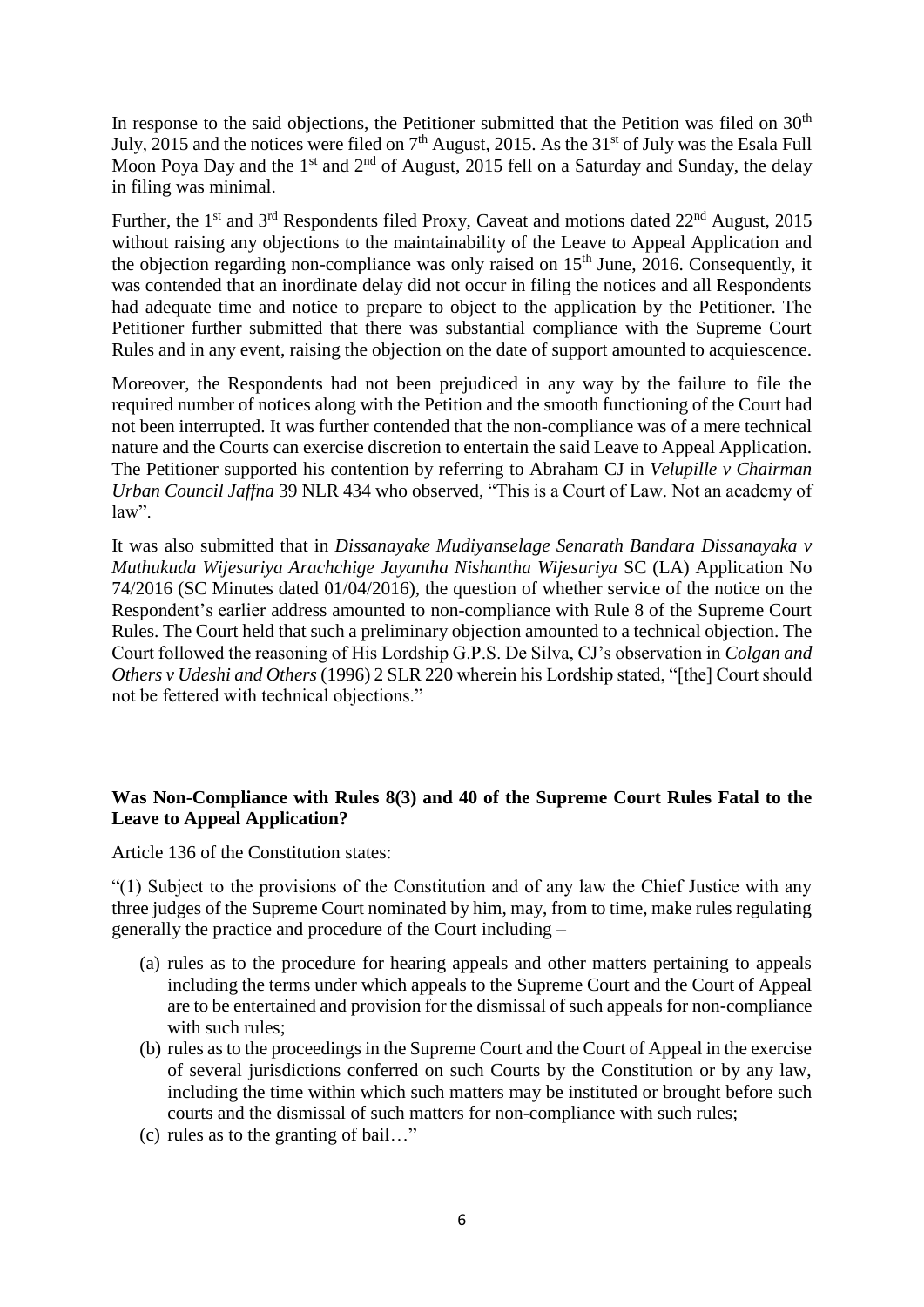In response to the said objections, the Petitioner submitted that the Petition was filed on 30th July, 2015 and the notices were filed on 7th August, 2015. As the 31st of July was the Esala Full Moon Poya Day and the 1st and 2nd of August, 2015 fell on a Saturday and Sunday, the delay in filing was minimal.

Further, the 1st and 3rd Respondents filed Proxy, Caveat and motions dated 22nd August, 2015 without raising any objections to the maintainability of the Leave to Appeal Application and the objection regarding non-compliance was only raised on 15th June, 2016. Consequently, it was contended that an inordinate delay did not occur in filing the notices and all Respondents had adequate time and notice to prepare to object to the application by the Petitioner. The Petitioner further submitted that there was substantial compliance with the Supreme Court Rules and in any event, raising the objection on the date of support amounted to acquiescence.

Moreover, the Respondents had not been prejudiced in any way by the failure to file the required number of notices along with the Petition and the smooth functioning of the Court had not been interrupted. It was further contended that the non-compliance was of a mere technical nature and the Courts can exercise discretion to entertain the said Leave to Appeal Application. The Petitioner supported his contention by referring to Abraham CJ in *Velupille v Chairman Urban Council Jaffna* 39 NLR 434 who observed, "This is a Court of Law. Not an academy of law".

It was also submitted that in *Dissanayake Mudiyanselage Senarath Bandara Dissanayaka v Muthukuda Wijesuriya Arachchige Jayantha Nishantha Wijesuriya* SC (LA) Application No 74/2016 (SC Minutes dated 01/04/2016), the question of whether service of the notice on the Respondent's earlier address amounted to non-compliance with Rule 8 of the Supreme Court Rules. The Court held that such a preliminary objection amounted to a technical objection. The Court followed the reasoning of His Lordship G.P.S. De Silva, CJ's observation in *Colgan and Others v Udeshi and Others* (1996) 2 SLR 220 wherein his Lordship stated, "[the] Court should not be fettered with technical objections."

**Was Non-Compliance with Rules 8(3) and 40 of the Supreme Court Rules Fatal to the Leave to Appeal Application?**

Article 136 of the Constitution states:

"(1) Subject to the provisions of the Constitution and of any law the Chief Justice with any three judges of the Supreme Court nominated by him, may, from to time, make rules regulating generally the practice and procedure of the Court including –

(a) rules as to the procedure for hearing appeals and other matters pertaining to appeals including the terms under which appeals to the Supreme Court and the Court of Appeal are to be entertained and provision for the dismissal of such appeals for non-compliance with such rules;
(b) rules as to the proceedings in the Supreme Court and the Court of Appeal in the exercise of several jurisdictions conferred on such Courts by the Constitution or by any law, including the time within which such matters may be instituted or brought before such courts and the dismissal of such matters for non-compliance with such rules;
(c) rules as to the granting of bail…"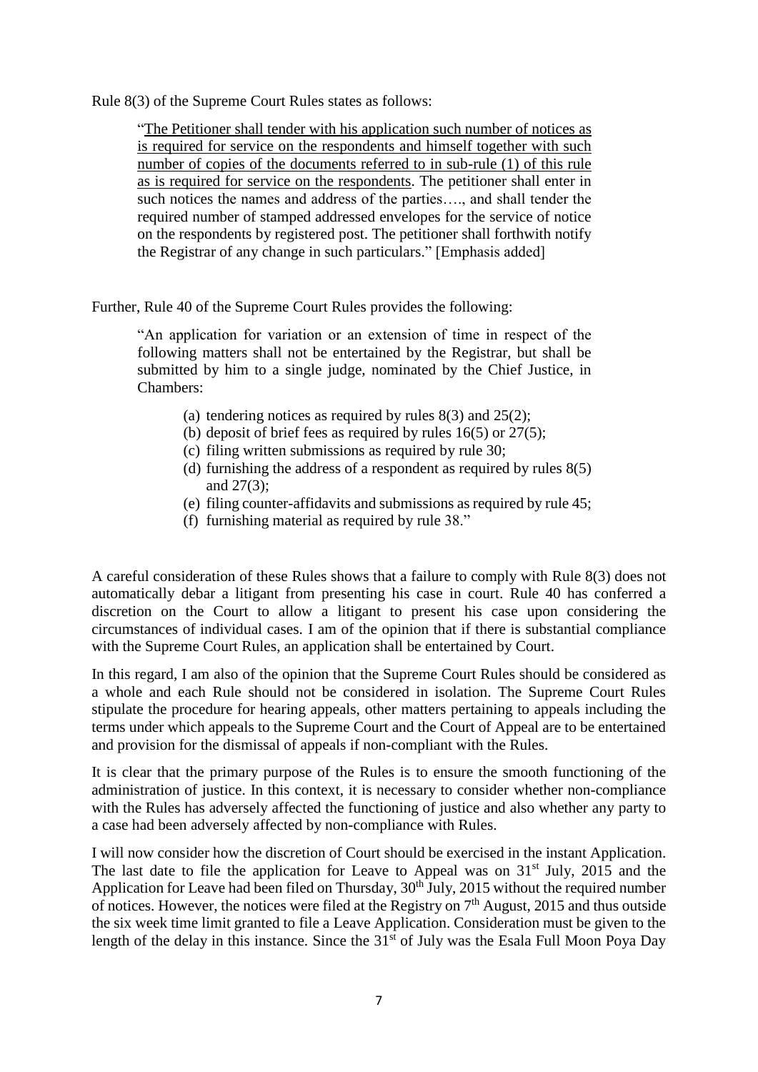Rule 8(3) of the Supreme Court Rules states as follows:

> "The Petitioner shall tender with his application such number of notices as is required for service on the respondents and himself together with such number of copies of the documents referred to in sub-rule (1) of this rule as is required for service on the respondents. The petitioner shall enter in such notices the names and address of the parties…., and shall tender the required number of stamped addressed envelopes for the service of notice on the respondents by registered post. The petitioner shall forthwith notify the Registrar of any change in such particulars." [Emphasis added]

Further, Rule 40 of the Supreme Court Rules provides the following:

> "An application for variation or an extension of time in respect of the following matters shall not be entertained by the Registrar, but shall be submitted by him to a single judge, nominated by the Chief Justice, in Chambers:
>
> (a) tendering notices as required by rules 8(3) and 25(2);
> (b) deposit of brief fees as required by rules 16(5) or 27(5);
> (c) filing written submissions as required by rule 30;
> (d) furnishing the address of a respondent as required by rules 8(5) and 27(3);
> (e) filing counter-affidavits and submissions as required by rule 45;
> (f) furnishing material as required by rule 38."

A careful consideration of these Rules shows that a failure to comply with Rule 8(3) does not automatically debar a litigant from presenting his case in court. Rule 40 has conferred a discretion on the Court to allow a litigant to present his case upon considering the circumstances of individual cases. I am of the opinion that if there is substantial compliance with the Supreme Court Rules, an application shall be entertained by Court.

In this regard, I am also of the opinion that the Supreme Court Rules should be considered as a whole and each Rule should not be considered in isolation. The Supreme Court Rules stipulate the procedure for hearing appeals, other matters pertaining to appeals including the terms under which appeals to the Supreme Court and the Court of Appeal are to be entertained and provision for the dismissal of appeals if non-compliant with the Rules.

It is clear that the primary purpose of the Rules is to ensure the smooth functioning of the administration of justice. In this context, it is necessary to consider whether non-compliance with the Rules has adversely affected the functioning of justice and also whether any party to a case had been adversely affected by non-compliance with Rules.

I will now consider how the discretion of Court should be exercised in the instant Application. The last date to file the application for Leave to Appeal was on 31st July, 2015 and the Application for Leave had been filed on Thursday, 30th July, 2015 without the required number of notices. However, the notices were filed at the Registry on 7th August, 2015 and thus outside the six week time limit granted to file a Leave Application. Consideration must be given to the length of the delay in this instance. Since the 31st of July was the Esala Full Moon Poya Day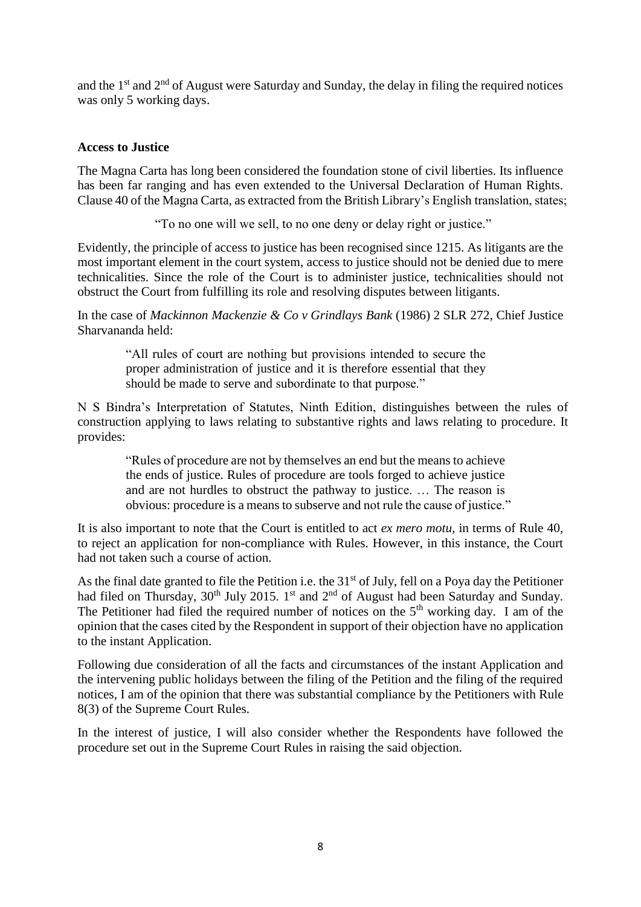and the 1st and 2nd of August were Saturday and Sunday, the delay in filing the required notices was only 5 working days.

**Access to Justice**

The Magna Carta has long been considered the foundation stone of civil liberties. Its influence has been far ranging and has even extended to the Universal Declaration of Human Rights. Clause 40 of the Magna Carta, as extracted from the British Library's English translation, states;

> "To no one will we sell, to no one deny or delay right or justice."

Evidently, the principle of access to justice has been recognised since 1215. As litigants are the most important element in the court system, access to justice should not be denied due to mere technicalities. Since the role of the Court is to administer justice, technicalities should not obstruct the Court from fulfilling its role and resolving disputes between litigants.

In the case of *Mackinnon Mackenzie & Co v Grindlays Bank* (1986) 2 SLR 272, Chief Justice Sharvananda held:

> "All rules of court are nothing but provisions intended to secure the proper administration of justice and it is therefore essential that they should be made to serve and subordinate to that purpose."

N S Bindra's Interpretation of Statutes, Ninth Edition, distinguishes between the rules of construction applying to laws relating to substantive rights and laws relating to procedure. It provides:

> "Rules of procedure are not by themselves an end but the means to achieve the ends of justice. Rules of procedure are tools forged to achieve justice and are not hurdles to obstruct the pathway to justice. … The reason is obvious: procedure is a means to subserve and not rule the cause of justice."

It is also important to note that the Court is entitled to act *ex mero motu,* in terms of Rule 40, to reject an application for non-compliance with Rules. However, in this instance, the Court had not taken such a course of action.

As the final date granted to file the Petition i.e. the 31st of July, fell on a Poya day the Petitioner had filed on Thursday, 30th July 2015. 1st and 2nd of August had been Saturday and Sunday. The Petitioner had filed the required number of notices on the 5th working day. I am of the opinion that the cases cited by the Respondent in support of their objection have no application to the instant Application.

Following due consideration of all the facts and circumstances of the instant Application and the intervening public holidays between the filing of the Petition and the filing of the required notices, I am of the opinion that there was substantial compliance by the Petitioners with Rule 8(3) of the Supreme Court Rules.

In the interest of justice, I will also consider whether the Respondents have followed the procedure set out in the Supreme Court Rules in raising the said objection.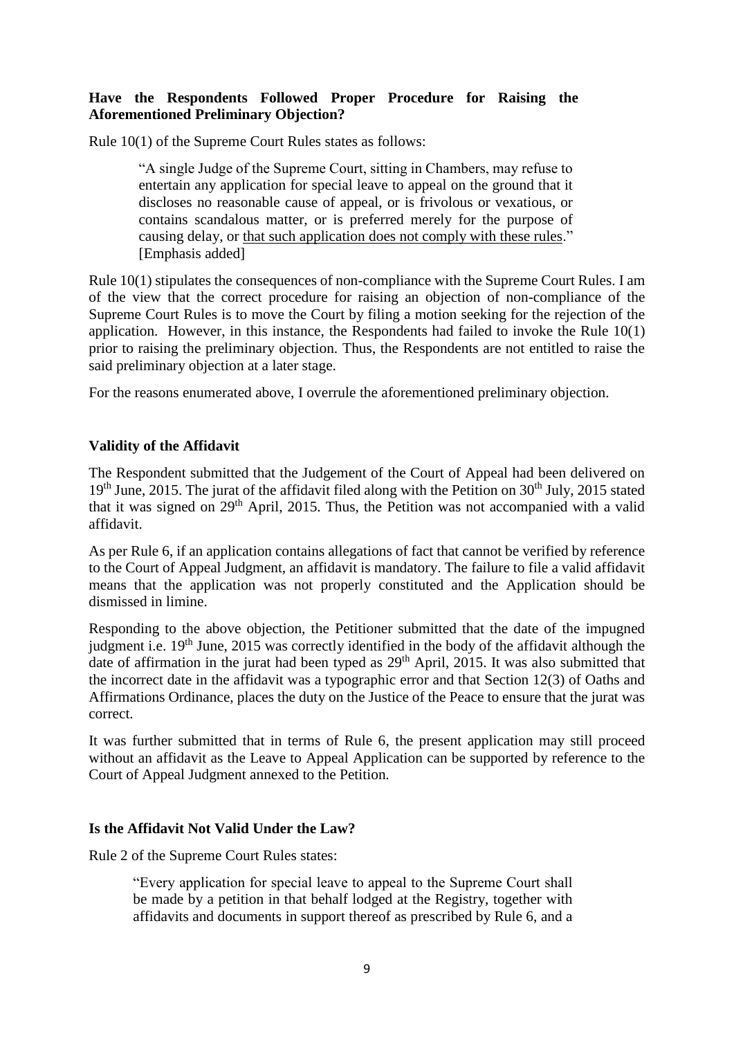**Have the Respondents Followed Proper Procedure for Raising the Aforementioned Preliminary Objection?**

Rule 10(1) of the Supreme Court Rules states as follows:

> "A single Judge of the Supreme Court, sitting in Chambers, may refuse to entertain any application for special leave to appeal on the ground that it discloses no reasonable cause of appeal, or is frivolous or vexatious, or contains scandalous matter, or is preferred merely for the purpose of causing delay, or <u>that such application does not comply with these rules</u>." [Emphasis added]

Rule 10(1) stipulates the consequences of non-compliance with the Supreme Court Rules. I am of the view that the correct procedure for raising an objection of non-compliance of the Supreme Court Rules is to move the Court by filing a motion seeking for the rejection of the application. However, in this instance, the Respondents had failed to invoke the Rule 10(1) prior to raising the preliminary objection. Thus, the Respondents are not entitled to raise the said preliminary objection at a later stage.

For the reasons enumerated above, I overrule the aforementioned preliminary objection.

**Validity of the Affidavit**

The Respondent submitted that the Judgement of the Court of Appeal had been delivered on 19th June, 2015. The jurat of the affidavit filed along with the Petition on 30th July, 2015 stated that it was signed on 29th April, 2015. Thus, the Petition was not accompanied with a valid affidavit.

As per Rule 6, if an application contains allegations of fact that cannot be verified by reference to the Court of Appeal Judgment, an affidavit is mandatory. The failure to file a valid affidavit means that the application was not properly constituted and the Application should be dismissed in limine.

Responding to the above objection, the Petitioner submitted that the date of the impugned judgment i.e. 19th June, 2015 was correctly identified in the body of the affidavit although the date of affirmation in the jurat had been typed as 29th April, 2015. It was also submitted that the incorrect date in the affidavit was a typographic error and that Section 12(3) of Oaths and Affirmations Ordinance, places the duty on the Justice of the Peace to ensure that the jurat was correct.

It was further submitted that in terms of Rule 6, the present application may still proceed without an affidavit as the Leave to Appeal Application can be supported by reference to the Court of Appeal Judgment annexed to the Petition.

**Is the Affidavit Not Valid Under the Law?**

Rule 2 of the Supreme Court Rules states:

> "Every application for special leave to appeal to the Supreme Court shall be made by a petition in that behalf lodged at the Registry, together with affidavits and documents in support thereof as prescribed by Rule 6, and a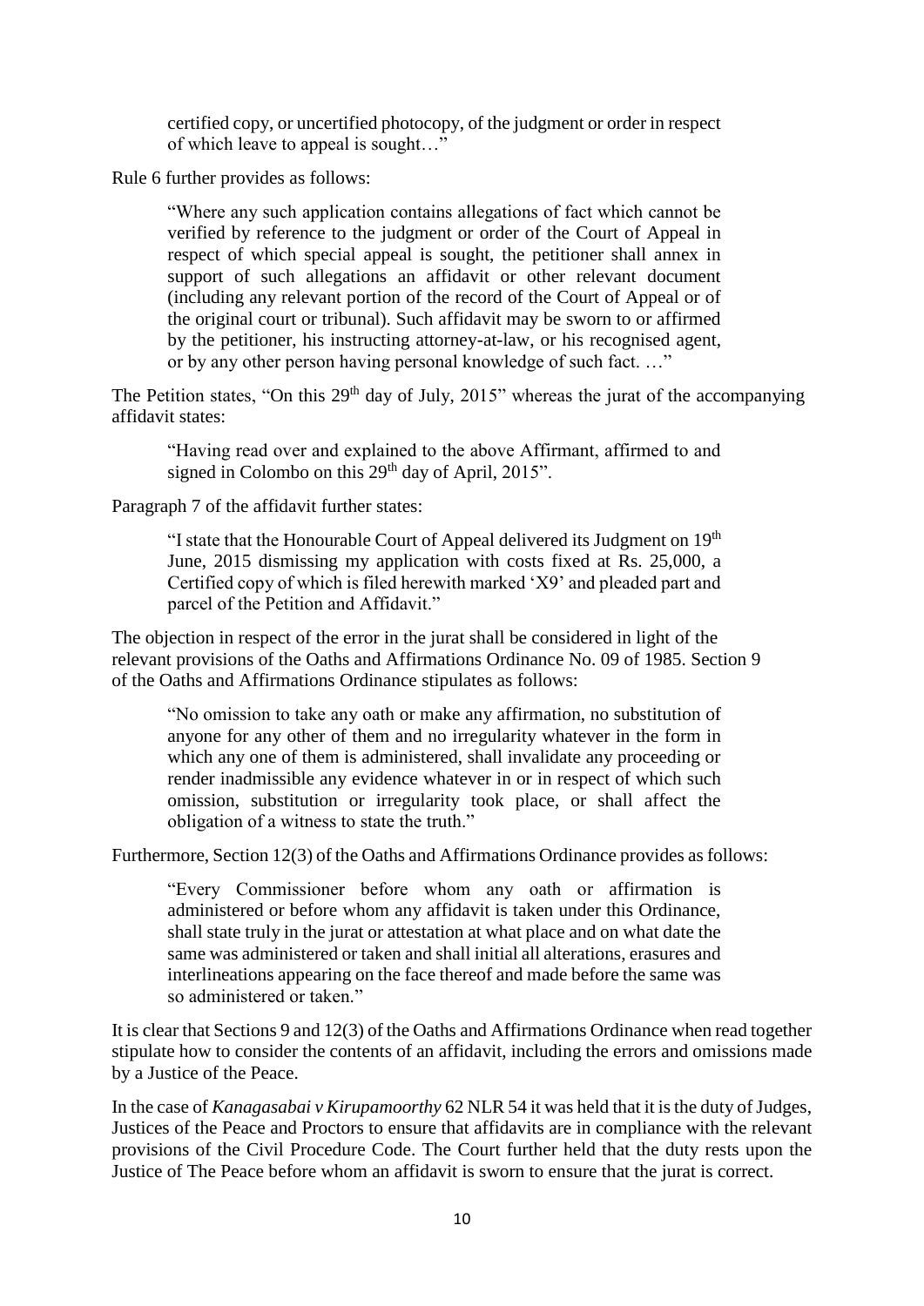> certified copy, or uncertified photocopy, of the judgment or order in respect of which leave to appeal is sought…"

Rule 6 further provides as follows:

> "Where any such application contains allegations of fact which cannot be verified by reference to the judgment or order of the Court of Appeal in respect of which special appeal is sought, the petitioner shall annex in support of such allegations an affidavit or other relevant document (including any relevant portion of the record of the Court of Appeal or of the original court or tribunal). Such affidavit may be sworn to or affirmed by the petitioner, his instructing attorney-at-law, or his recognised agent, or by any other person having personal knowledge of such fact. …"

The Petition states, "On this 29th day of July, 2015" whereas the jurat of the accompanying affidavit states:

> "Having read over and explained to the above Affirmant, affirmed to and signed in Colombo on this 29th day of April, 2015".

Paragraph 7 of the affidavit further states:

> "I state that the Honourable Court of Appeal delivered its Judgment on 19th June, 2015 dismissing my application with costs fixed at Rs. 25,000, a Certified copy of which is filed herewith marked 'X9' and pleaded part and parcel of the Petition and Affidavit."

The objection in respect of the error in the jurat shall be considered in light of the relevant provisions of the Oaths and Affirmations Ordinance No. 09 of 1985. Section 9 of the Oaths and Affirmations Ordinance stipulates as follows:

> "No omission to take any oath or make any affirmation, no substitution of anyone for any other of them and no irregularity whatever in the form in which any one of them is administered, shall invalidate any proceeding or render inadmissible any evidence whatever in or in respect of which such omission, substitution or irregularity took place, or shall affect the obligation of a witness to state the truth."

Furthermore, Section 12(3) of the Oaths and Affirmations Ordinance provides as follows:

> "Every Commissioner before whom any oath or affirmation is administered or before whom any affidavit is taken under this Ordinance, shall state truly in the jurat or attestation at what place and on what date the same was administered or taken and shall initial all alterations, erasures and interlineations appearing on the face thereof and made before the same was so administered or taken."

It is clear that Sections 9 and 12(3) of the Oaths and Affirmations Ordinance when read together stipulate how to consider the contents of an affidavit, including the errors and omissions made by a Justice of the Peace.

In the case of *Kanagasabai v Kirupamoorthy* 62 NLR 54 it was held that it is the duty of Judges, Justices of the Peace and Proctors to ensure that affidavits are in compliance with the relevant provisions of the Civil Procedure Code. The Court further held that the duty rests upon the Justice of The Peace before whom an affidavit is sworn to ensure that the jurat is correct.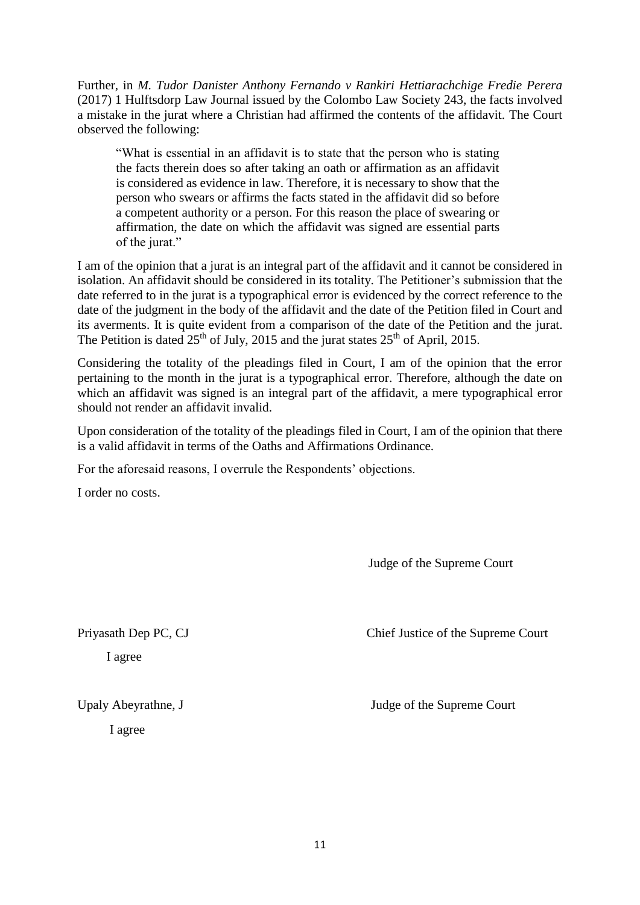Further, in *M. Tudor Danister Anthony Fernando v Rankiri Hettiarachchige Fredie Perera* (2017) 1 Hulftsdorp Law Journal issued by the Colombo Law Society 243, the facts involved a mistake in the jurat where a Christian had affirmed the contents of the affidavit. The Court observed the following:

> "What is essential in an affidavit is to state that the person who is stating the facts therein does so after taking an oath or affirmation as an affidavit is considered as evidence in law. Therefore, it is necessary to show that the person who swears or affirms the facts stated in the affidavit did so before a competent authority or a person. For this reason the place of swearing or affirmation, the date on which the affidavit was signed are essential parts of the jurat."

I am of the opinion that a jurat is an integral part of the affidavit and it cannot be considered in isolation. An affidavit should be considered in its totality. The Petitioner's submission that the date referred to in the jurat is a typographical error is evidenced by the correct reference to the date of the judgment in the body of the affidavit and the date of the Petition filed in Court and its averments. It is quite evident from a comparison of the date of the Petition and the jurat. The Petition is dated 25th of July, 2015 and the jurat states 25th of April, 2015.

Considering the totality of the pleadings filed in Court, I am of the opinion that the error pertaining to the month in the jurat is a typographical error. Therefore, although the date on which an affidavit was signed is an integral part of the affidavit, a mere typographical error should not render an affidavit invalid.

Upon consideration of the totality of the pleadings filed in Court, I am of the opinion that there is a valid affidavit in terms of the Oaths and Affirmations Ordinance.

For the aforesaid reasons, I overrule the Respondents' objections.

I order no costs.

Judge of the Supreme Court

Priyasath Dep PC, CJ — Chief Justice of the Supreme Court

I agree

Upaly Abeyrathne, J — Judge of the Supreme Court

I agree